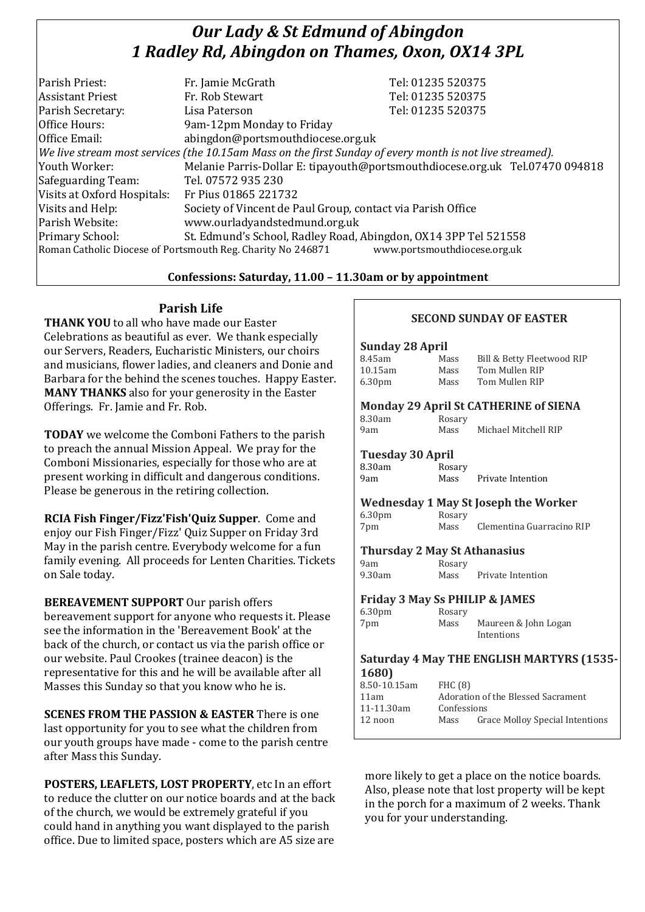# *Our Lady & St Edmund of Abingdon*
# *1 Radley Rd, Abingdon on Thames, Oxon, OX14 3PL*

| | | |
|---|---|---|
| Parish Priest: | Fr. Jamie McGrath | Tel: 01235 520375 |
| Assistant Priest | Fr. Rob Stewart | Tel: 01235 520375 |
| Parish Secretary: | Lisa Paterson | Tel: 01235 520375 |
| Office Hours: | 9am-12pm Monday to Friday | |
| Office Email: | abingdon@portsmouthdiocese.org.uk | |

*We live stream most services (the 10.15am Mass on the first Sunday of every month is not live streamed).*

| | |
|---|---|
| Youth Worker: | Melanie Parris-Dollar E: tipayouth@portsmouthdiocese.org.uk Tel.07470 094818 |
| Safeguarding Team: | Tel. 07572 935 230 |
| Visits at Oxford Hospitals: | Fr Pius 01865 221732 |
| Visits and Help: | Society of Vincent de Paul Group, contact via Parish Office |
| Parish Website: | www.ourladyandstedmund.org.uk |
| Primary School: | St. Edmund's School, Radley Road, Abingdon, OX14 3PP Tel 521558 |

Roman Catholic Diocese of Portsmouth Reg. Charity No 246871 www.portsmouthdiocese.org.uk

**Confessions: Saturday, 11.00 – 11.30am or by appointment**

## Parish Life

**THANK YOU** to all who have made our Easter Celebrations as beautiful as ever. We thank especially our Servers, Readers, Eucharistic Ministers, our choirs and musicians, flower ladies, and cleaners and Donie and Barbara for the behind the scenes touches. Happy Easter. **MANY THANKS** also for your generosity in the Easter Offerings. Fr. Jamie and Fr. Rob.

**TODAY** we welcome the Comboni Fathers to the parish to preach the annual Mission Appeal. We pray for the Comboni Missionaries, especially for those who are at present working in difficult and dangerous conditions. Please be generous in the retiring collection.

**RCIA Fish Finger/Fizz'Fish'Quiz Supper**. Come and enjoy our Fish Finger/Fizz' Quiz Supper on Friday 3rd May in the parish centre. Everybody welcome for a fun family evening. All proceeds for Lenten Charities. Tickets on Sale today.

**BEREAVEMENT SUPPORT** Our parish offers bereavement support for anyone who requests it. Please see the information in the 'Bereavement Book' at the back of the church, or contact us via the parish office or our website. Paul Crookes (trainee deacon) is the representative for this and he will be available after all Masses this Sunday so that you know who he is.

**SCENES FROM THE PASSION & EASTER** There is one last opportunity for you to see what the children from our youth groups have made - come to the parish centre after Mass this Sunday.

**POSTERS, LEAFLETS, LOST PROPERTY**, etc In an effort to reduce the clutter on our notice boards and at the back of the church, we would be extremely grateful if you could hand in anything you want displayed to the parish office. Due to limited space, posters which are A5 size are more likely to get a place on the notice boards. Also, please note that lost property will be kept in the porch for a maximum of 2 weeks. Thank you for your understanding.

## SECOND SUNDAY OF EASTER

### Sunday 28 April

| | | |
|---|---|---|
| 8.45am | Mass | Bill & Betty Fleetwood RIP |
| 10.15am | Mass | Tom Mullen RIP |
| 6.30pm | Mass | Tom Mullen RIP |

### Monday 29 April St CATHERINE of SIENA

| | | |
|---|---|---|
| 8.30am | Rosary | |
| 9am | Mass | Michael Mitchell RIP |

### Tuesday 30 April

| | | |
|---|---|---|
| 8.30am | Rosary | |
| 9am | Mass | Private Intention |

### Wednesday 1 May St Joseph the Worker

| | | |
|---|---|---|
| 6.30pm | Rosary | |
| 7pm | Mass | Clementina Guarracino RIP |

### Thursday 2 May St Athanasius

| | | |
|---|---|---|
| 9am | Rosary | |
| 9.30am | Mass | Private Intention |

### Friday 3 May Ss PHILIP & JAMES

| | | |
|---|---|---|
| 6.30pm | Rosary | |
| 7pm | Mass | Maureen & John Logan Intentions |

### Saturday 4 May THE ENGLISH MARTYRS (1535-1680)

| | | |
|---|---|---|
| 8.50-10.15am | FHC (8) | |
| 11am | Adoration of the Blessed Sacrament | |
| 11-11.30am | Confessions | |
| 12 noon | Mass | Grace Molloy Special Intentions |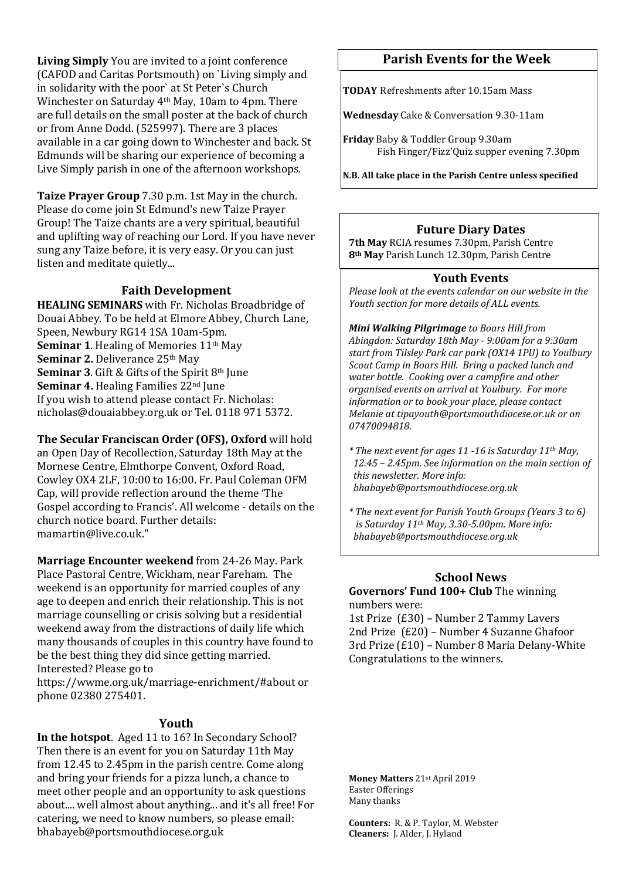**Living Simply** You are invited to a joint conference (CAFOD and Caritas Portsmouth) on `Living simply and in solidarity with the poor` at St Peter`s Church Winchester on Saturday 4th May, 10am to 4pm. There are full details on the small poster at the back of church or from Anne Dodd. (525997). There are 3 places available in a car going down to Winchester and back. St Edmunds will be sharing our experience of becoming a Live Simply parish in one of the afternoon workshops.

**Taize Prayer Group** 7.30 p.m. 1st May in the church. Please do come join St Edmund's new Taize Prayer Group! The Taize chants are a very spiritual, beautiful and uplifting way of reaching our Lord. If you have never sung any Taize before, it is very easy. Or you can just listen and meditate quietly...

### Faith Development

**HEALING SEMINARS** with Fr. Nicholas Broadbridge of Douai Abbey. To be held at Elmore Abbey, Church Lane, Speen, Newbury RG14 1SA 10am-5pm.
**Seminar 1**. Healing of Memories 11th May
**Seminar 2.** Deliverance 25th May
**Seminar 3**. Gift & Gifts of the Spirit 8th June
**Seminar 4.** Healing Families 22nd June
If you wish to attend please contact Fr. Nicholas: nicholas@douaiabbey.org.uk or Tel. 0118 971 5372.

**The Secular Franciscan Order (OFS), Oxford** will hold an Open Day of Recollection, Saturday 18th May at the Mornese Centre, Elmthorpe Convent, Oxford Road, Cowley OX4 2LF, 10:00 to 16:00. Fr. Paul Coleman OFM Cap, will provide reflection around the theme 'The Gospel according to Francis'. All welcome - details on the church notice board. Further details: mamartin@live.co.uk."

**Marriage Encounter weekend** from 24-26 May. Park Place Pastoral Centre, Wickham, near Fareham. The weekend is an opportunity for married couples of any age to deepen and enrich their relationship. This is not marriage counselling or crisis solving but a residential weekend away from the distractions of daily life which many thousands of couples in this country have found to be the best thing they did since getting married. Interested? Please go to https://wwme.org.uk/marriage-enrichment/#about or phone 02380 275401.

### Youth

**In the hotspot**. Aged 11 to 16? In Secondary School? Then there is an event for you on Saturday 11th May from 12.45 to 2.45pm in the parish centre. Come along and bring your friends for a pizza lunch, a chance to meet other people and an opportunity to ask questions about.... well almost about anything... and it's all free! For catering, we need to know numbers, so please email: bhabayeb@portsmouthdiocese.org.uk

## Parish Events for the Week

**TODAY** Refreshments after 10.15am Mass

**Wednesday** Cake & Conversation 9.30-11am

**Friday** Baby & Toddler Group 9.30am
Fish Finger/Fizz'Quiz supper evening 7.30pm

**N.B. All take place in the Parish Centre unless specified**

### Future Diary Dates

**7th May** RCIA resumes 7.30pm, Parish Centre
**8th May** Parish Lunch 12.30pm, Parish Centre

### Youth Events

*Please look at the events calendar on our website in the Youth section for more details of ALL events.*

***Mini Walking Pilgrimage*** *to Boars Hill from Abingdon: Saturday 18th May - 9:00am for a 9:30am start from Tilsley Park car park (OX14 1PU) to Youlbury Scout Camp in Boars Hill. Bring a packed lunch and water bottle. Cooking over a campfire and other organised events on arrival at Youlbury. For more information or to book your place, please contact Melanie at tipayouth@portsmouthdiocese.or.uk or on 07470094818.*

*\* The next event for ages 11 -16 is Saturday 11th May, 12.45 – 2.45pm. See information on the main section of this newsletter. More info: bhabayeb@portsmouthdiocese.org.uk*

*\* The next event for Parish Youth Groups (Years 3 to 6) is Saturday 11th May, 3.30-5.00pm. More info: bhabayeb@portsmouthdiocese.org.uk*

### School News

**Governors' Fund 100+ Club** The winning numbers were:
1st Prize (£30) – Number 2 Tammy Lavers
2nd Prize (£20) – Number 4 Suzanne Ghafoor
3rd Prize (£10) – Number 8 Maria Delany-White
Congratulations to the winners.

**Money Matters** 21st April 2019
Easter Offerings
Many thanks

**Counters:** R. & P. Taylor, M. Webster
**Cleaners:** J. Alder, J. Hyland